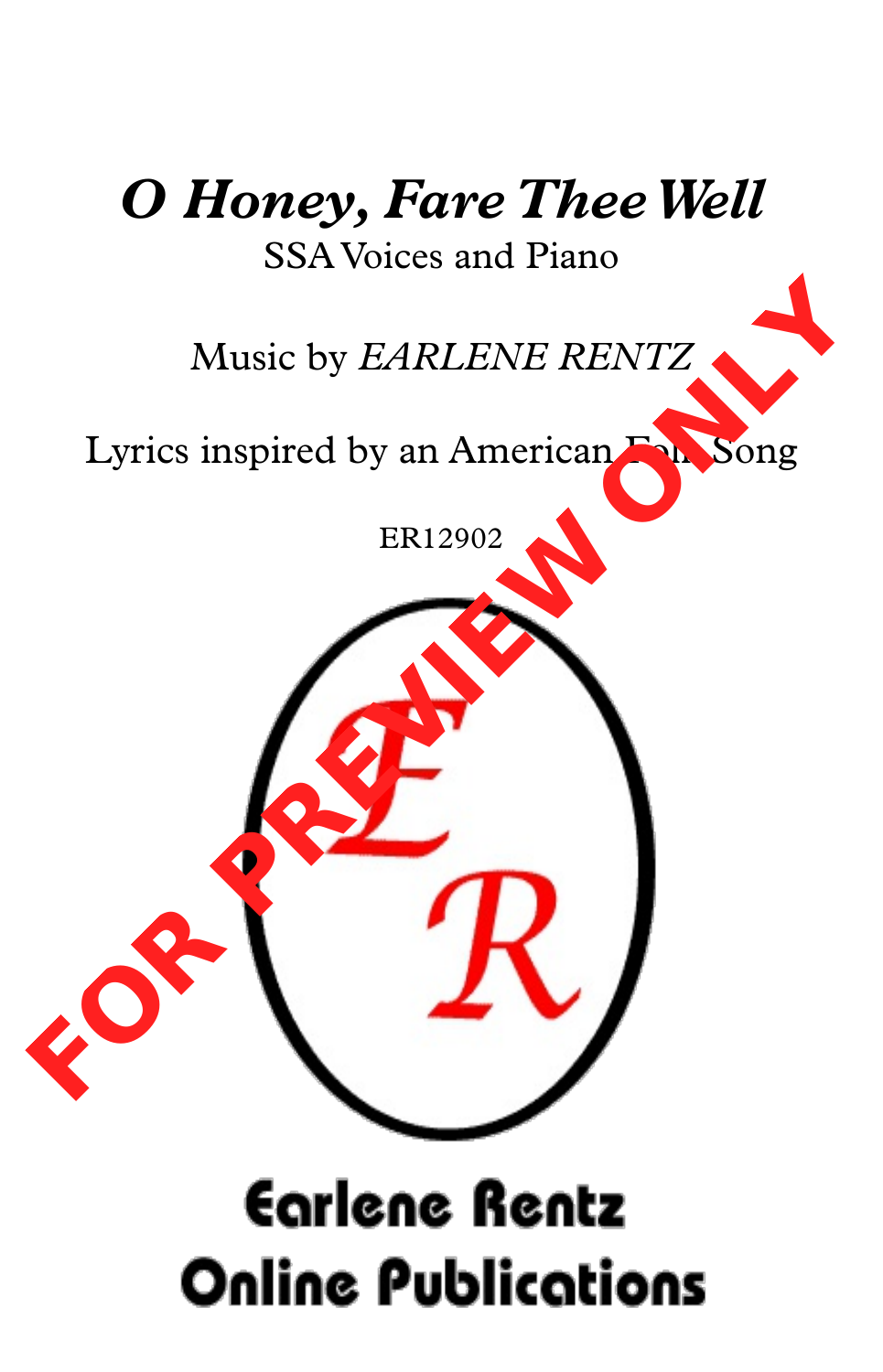# *O Honey, Fare Thee Well*

SSA Voices and Piano

Music by *EARLENE RENTZ*

Lyrics inspired by an American Folk Song

ER12902

FOR PREVIEW ONLY

Earlene Rentz
Online Publications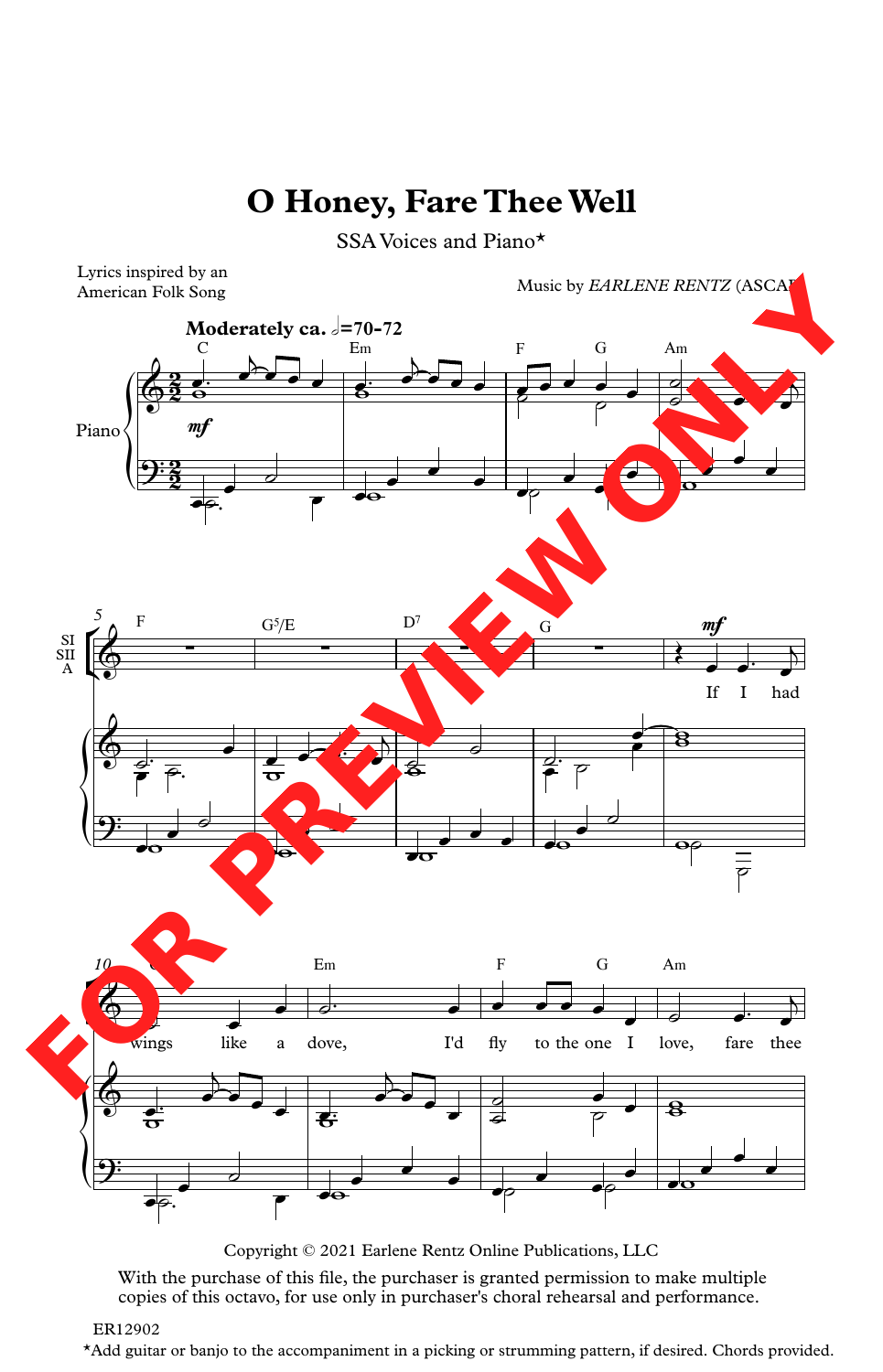# O Honey, Fare Thee Well

SSA Voices and Piano*

Lyrics inspired by an American Folk Song

Music by *EARLENE RENTZ* (ASCAP)

**Moderately ca.** 𝅗𝅥=70-72

If I had wings like a dove, I'd fly to the one I love, fare thee

Copyright © 2021 Earlene Rentz Online Publications, LLC

With the purchase of this file, the purchaser is granted permission to make multiple copies of this octavo, for use only in purchaser's choral rehearsal and performance.

ER12902

*Add guitar or banjo to the accompaniment in a picking or strumming pattern, if desired. Chords provided.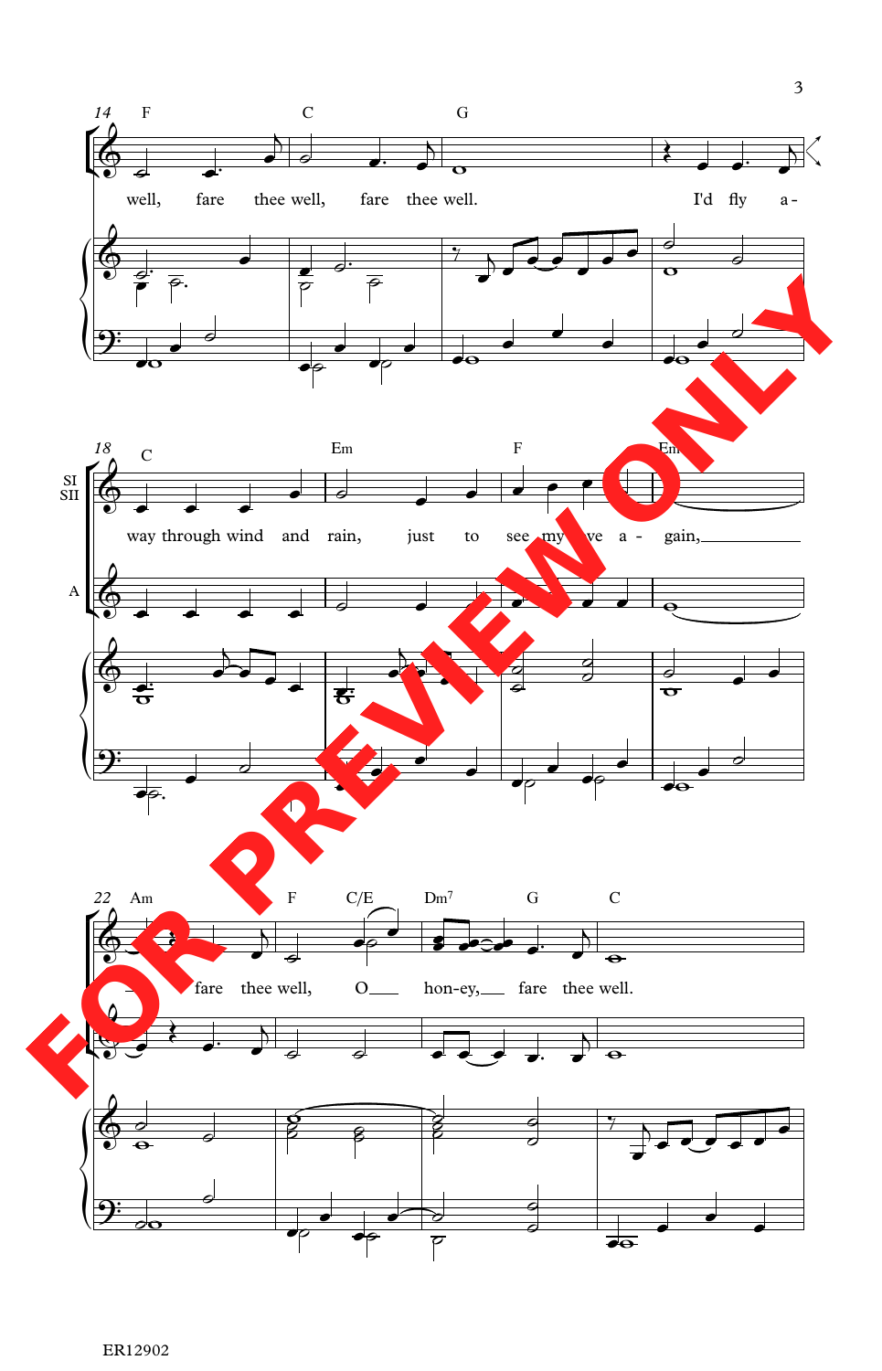14 F C G

well, fare thee well, fare thee well. I'd fly a -

18 C Em F Em

SI SII

way through wind and rain, just to see my love a - gain,

A

22 Am F C/E Dm7 G C

fare thee well, O hon-ey, fare thee well.

FOR PREVIEW ONLY

ER12902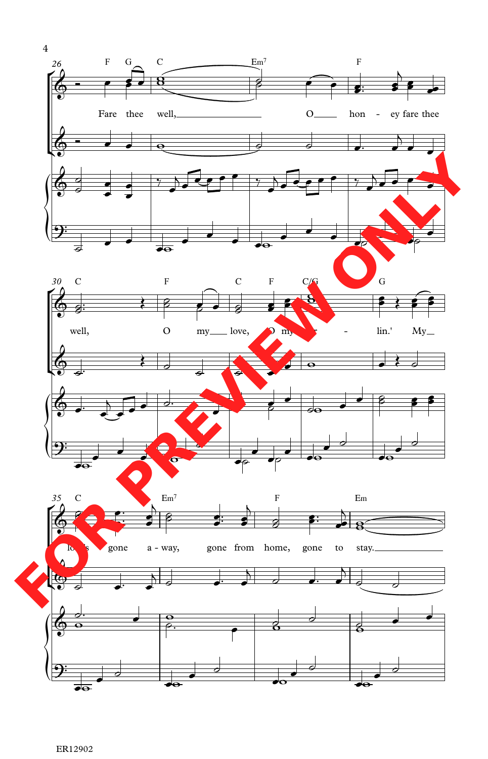Fare thee well, O honey fare thee well, O my love, O my darlin.' My love's gone a-way, gone from home, gone to stay.

FOR PREVIEW ONLY

ER12902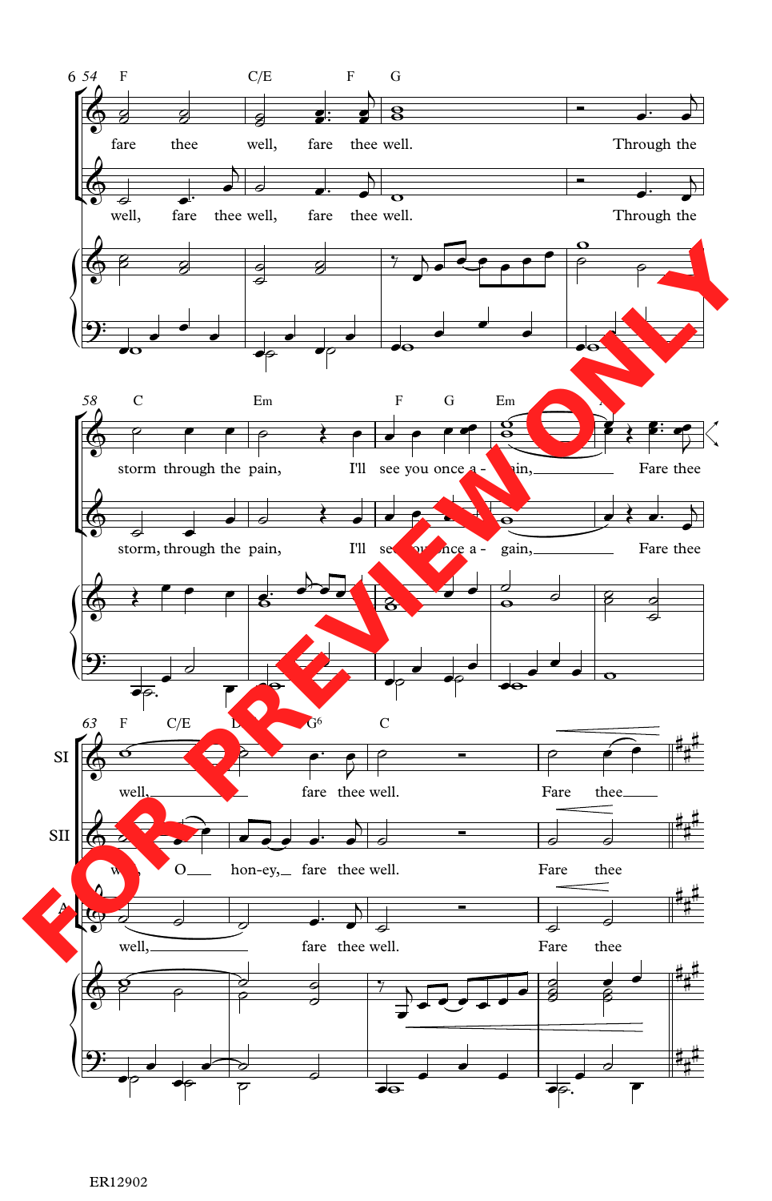54 F C/E F G

fare thee well, fare thee well. Through the

well, fare thee well, fare thee well. Through the

58 C Em F G Em

storm through the pain, I'll see you once a - gain, Fare thee

storm, through the pain, I'll see you once a - gain, Fare thee

63 F C/E G6 C

SI: well, fare thee well. Fare thee

SII: well, O hon-ey, fare thee well. Fare the

A: well, fare thee well. Fare thee

FOR PREVIEW ONLY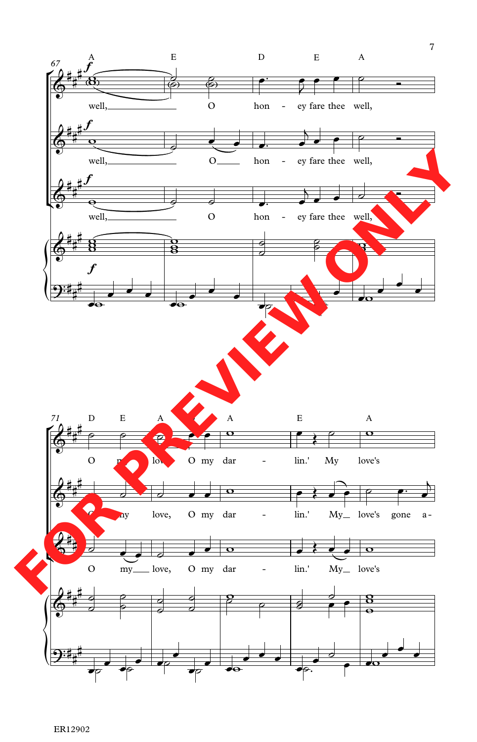67

A E D E A

well, O hon - ey fare thee well,

well, O hon - ey fare thee well,

well, O hon - ey fare thee well,

71

D E A A E A

O my love, O my dar - lin.' My love's

O my love, O my dar - lin.' My love's gone a -

O my love, O my dar - lin.' My love's

FOR PREVIEW ONLY

ER12902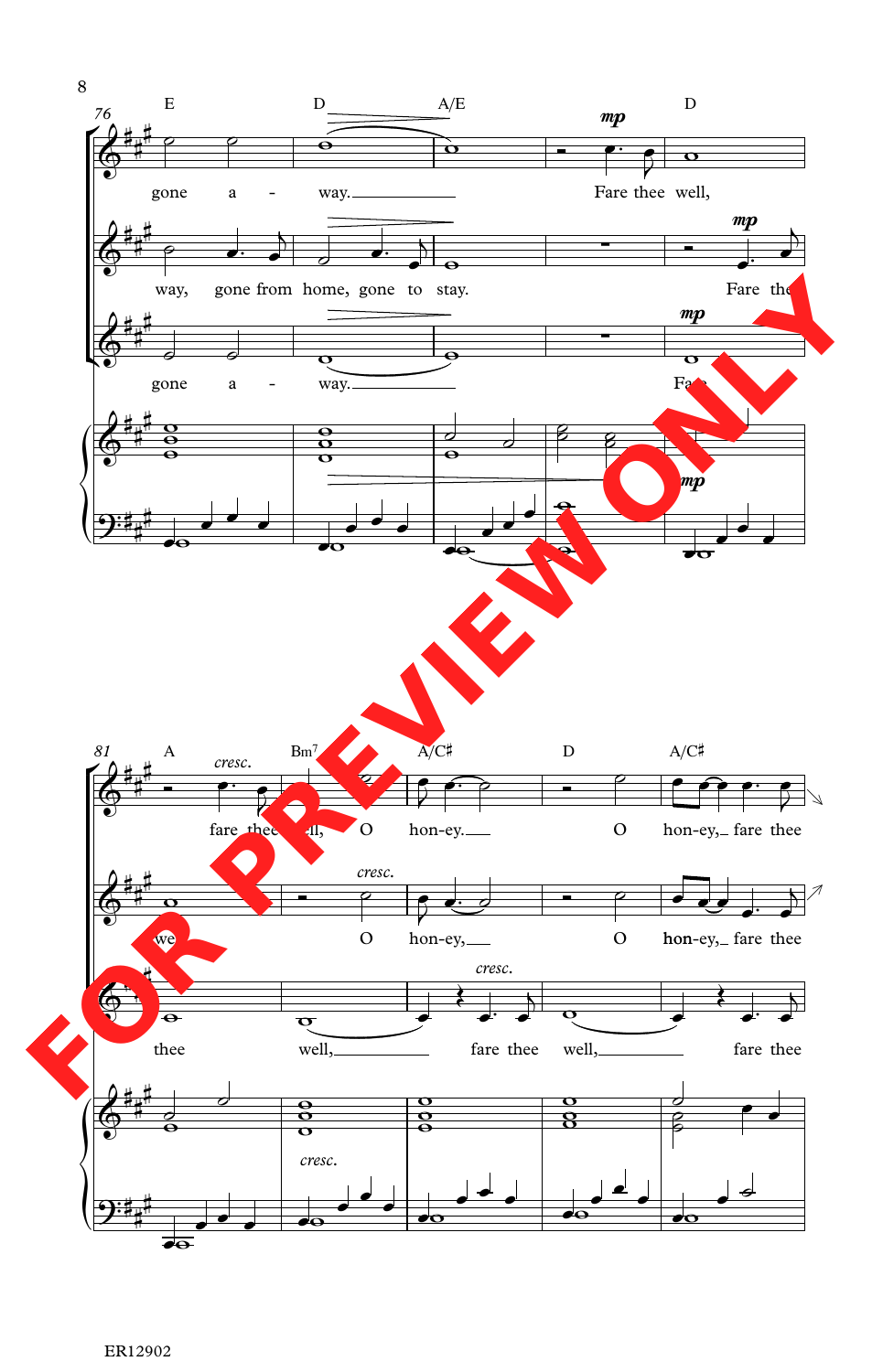E D A/E D

gone a - way. Fare thee well,

way, gone from home, gone to stay. Fare thee

gone a - way. Fare

A Bm7 A/C♯ D A/C♯

fare thee well, O hon-ey. O hon-ey, fare thee

well, O hon-ey, O hon-ey, fare thee

thee well, fare thee well, fare thee

FOR PREVIEW ONLY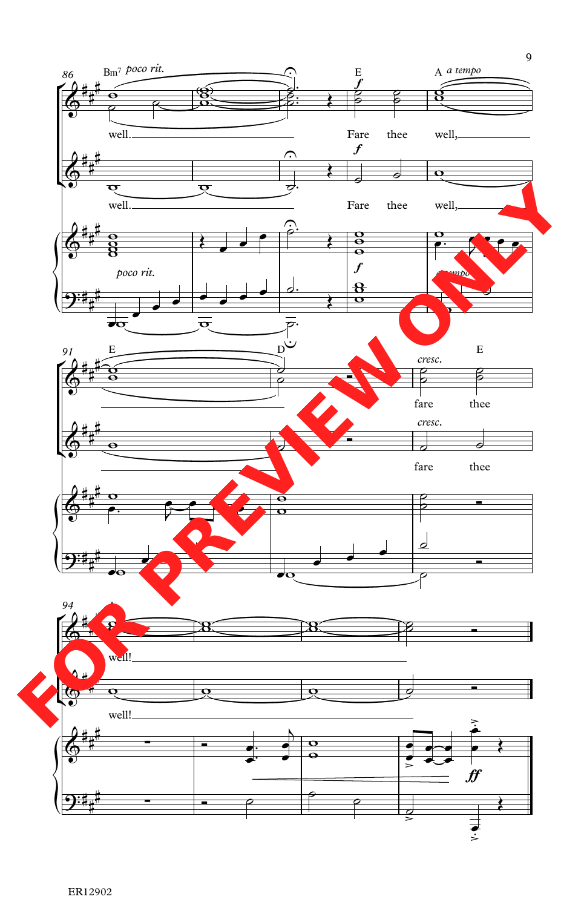86

Bm7 *poco rit.*

well.

Fare thee well,

*poco rit.*

*f*

*a tempo*

E

A *a tempo*

91

E

D

*cresc.*

fare thee

E

94

well!

*ff*

FOR PREVIEW ONLY